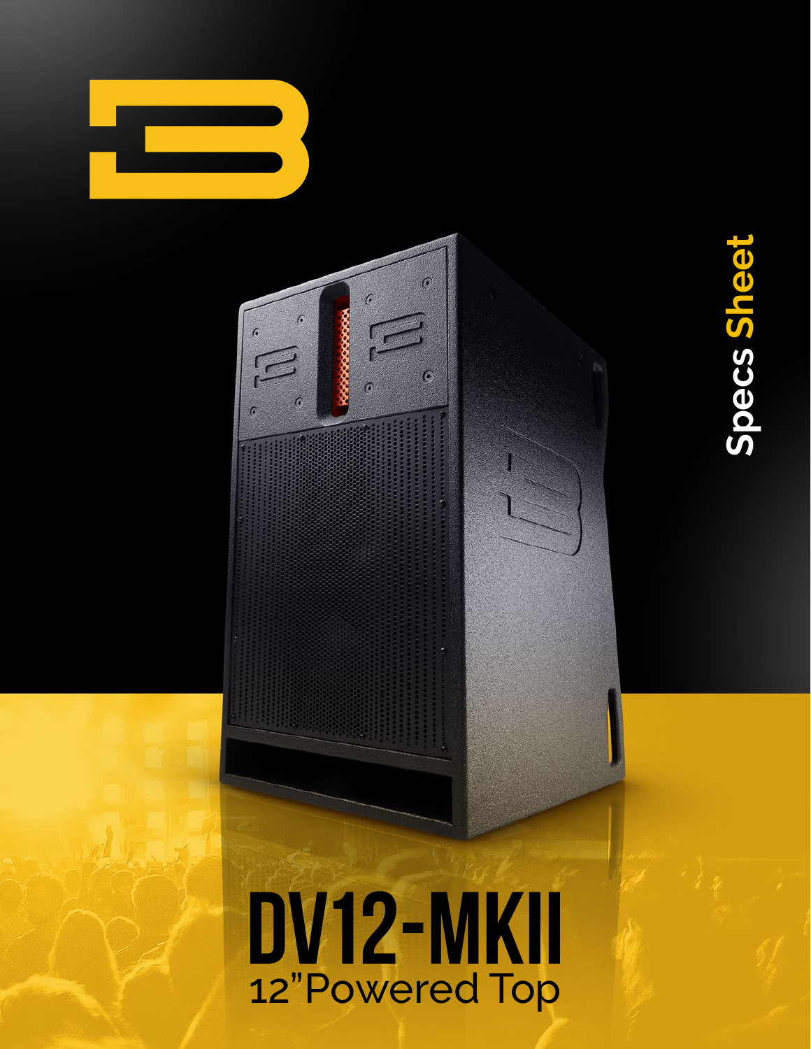Specs Sheet

# DV12-MKII

## 12" Powered Top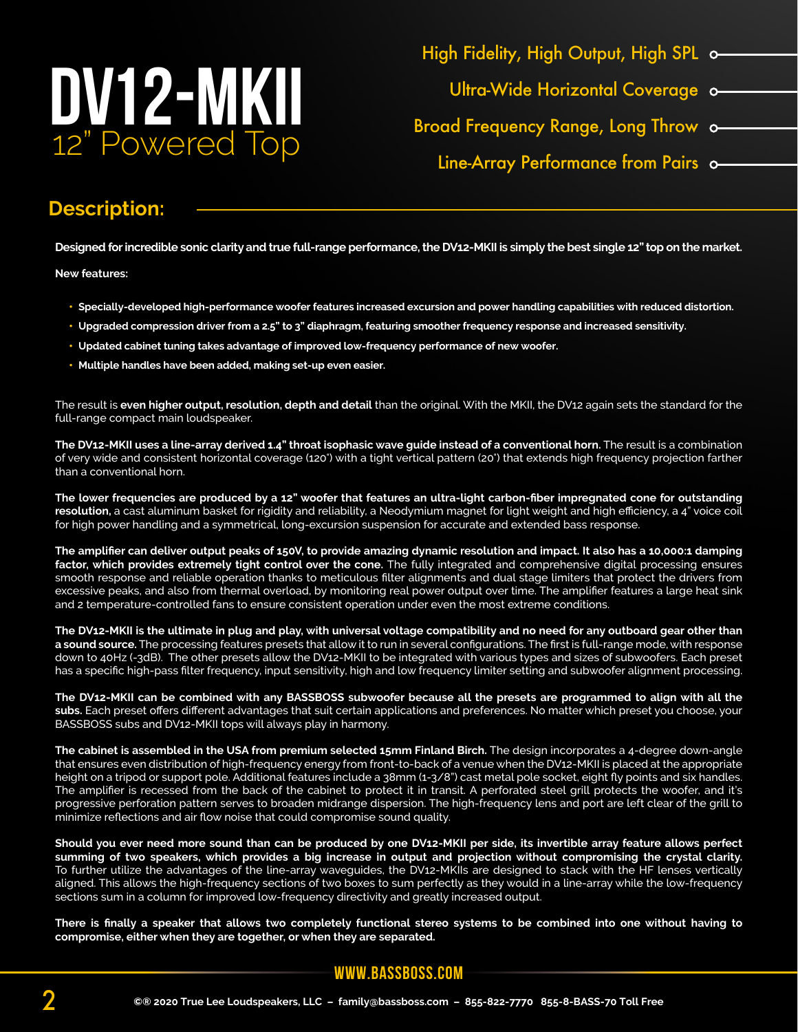# DV12-MKII
## 12" Powered Top

- High Fidelity, High Output, High SPL
- Ultra-Wide Horizontal Coverage
- Broad Frequency Range, Long Throw
- Line-Array Performance from Pairs

## Description:

**Designed for incredible sonic clarity and true full-range performance, the DV12-MKII is simply the best single 12" top on the market.**

**New features:**

- **Specially-developed high-performance woofer features increased excursion and power handling capabilities with reduced distortion.**
- **Upgraded compression driver from a 2.5" to 3" diaphragm, featuring smoother frequency response and increased sensitivity.**
- **Updated cabinet tuning takes advantage of improved low-frequency performance of new woofer.**
- **Multiple handles have been added, making set-up even easier.**

The result is **even higher output, resolution, depth and detail** than the original. With the MKII, the DV12 again sets the standard for the full-range compact main loudspeaker.

**The DV12-MKII uses a line-array derived 1.4" throat isophasic wave guide instead of a conventional horn.** The result is a combination of very wide and consistent horizontal coverage (120°) with a tight vertical pattern (20°) that extends high frequency projection farther than a conventional horn.

**The lower frequencies are produced by a 12" woofer that features an ultra-light carbon-fiber impregnated cone for outstanding resolution,** a cast aluminum basket for rigidity and reliability, a Neodymium magnet for light weight and high efficiency, a 4" voice coil for high power handling and a symmetrical, long-excursion suspension for accurate and extended bass response.

**The amplifier can deliver output peaks of 150V, to provide amazing dynamic resolution and impact. It also has a 10,000:1 damping factor, which provides extremely tight control over the cone.** The fully integrated and comprehensive digital processing ensures smooth response and reliable operation thanks to meticulous filter alignments and dual stage limiters that protect the drivers from excessive peaks, and also from thermal overload, by monitoring real power output over time. The amplifier features a large heat sink and 2 temperature-controlled fans to ensure consistent operation under even the most extreme conditions.

**The DV12-MKII is the ultimate in plug and play, with universal voltage compatibility and no need for any outboard gear other than a sound source.** The processing features presets that allow it to run in several configurations. The first is full-range mode, with response down to 40Hz (-3dB). The other presets allow the DV12-MKII to be integrated with various types and sizes of subwoofers. Each preset has a specific high-pass filter frequency, input sensitivity, high and low frequency limiter setting and subwoofer alignment processing.

**The DV12-MKII can be combined with any BASSBOSS subwoofer because all the presets are programmed to align with all the subs.** Each preset offers different advantages that suit certain applications and preferences. No matter which preset you choose, your BASSBOSS subs and DV12-MKII tops will always play in harmony.

**The cabinet is assembled in the USA from premium selected 15mm Finland Birch.** The design incorporates a 4-degree down-angle that ensures even distribution of high-frequency energy from front-to-back of a venue when the DV12-MKII is placed at the appropriate height on a tripod or support pole. Additional features include a 38mm (1-3/8") cast metal pole socket, eight fly points and six handles. The amplifier is recessed from the back of the cabinet to protect it in transit. A perforated steel grill protects the woofer, and it's progressive perforation pattern serves to broaden midrange dispersion. The high-frequency lens and port are left clear of the grill to minimize reflections and air flow noise that could compromise sound quality.

**Should you ever need more sound than can be produced by one DV12-MKII per side, its invertible array feature allows perfect summing of two speakers, which provides a big increase in output and projection without compromising the crystal clarity.** To further utilize the advantages of the line-array waveguides, the DV12-MKIIs are designed to stack with the HF lenses vertically aligned. This allows the high-frequency sections of two boxes to sum perfectly as they would in a line-array while the low-frequency sections sum in a column for improved low-frequency directivity and greatly increased output.

**There is finally a speaker that allows two completely functional stereo systems to be combined into one without having to compromise, either when they are together, or when they are separated.**

WWW.BASSBOSS.COM

©® 2020 True Lee Loudspeakers, LLC – family@bassboss.com – 855-822-7770 855-8-BASS-70 Toll Free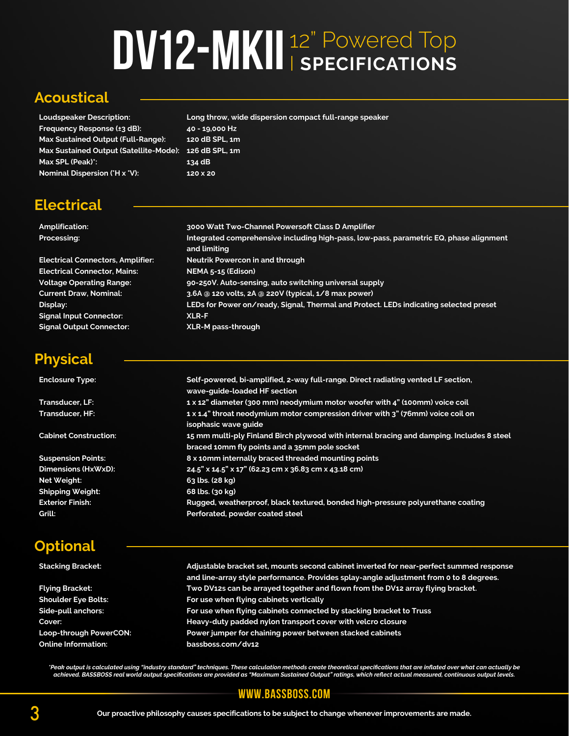# DV12-MKII 12" Powered Top | SPECIFICATIONS

## Acoustical

| | |
|---|---|
| **Loudspeaker Description:** | Long throw, wide dispersion compact full-range speaker |
| **Frequency Response (±3 dB):** | 40 - 19,000 Hz |
| **Max Sustained Output (Full-Range):** | 120 dB SPL, 1m |
| **Max Sustained Output (Satellite-Mode):** | 126 dB SPL, 1m |
| **Max SPL (Peak)*:** | 134 dB |
| **Nominal Dispersion (°H x °V):** | 120 x 20 |

## Electrical

| | |
|---|---|
| **Amplification:** | 3000 Watt Two-Channel Powersoft Class D Amplifier |
| **Processing:** | Integrated comprehensive including high-pass, low-pass, parametric EQ, phase alignment and limiting |
| **Electrical Connectors, Amplifier:** | Neutrik Powercon in and through |
| **Electrical Connector, Mains:** | NEMA 5-15 (Edison) |
| **Voltage Operating Range:** | 90-250V. Auto-sensing, auto switching universal supply |
| **Current Draw, Nominal:** | 3.6A @ 120 volts, 2A @ 220V (typical, 1/8 max power) |
| **Display:** | LEDs for Power on/ready, Signal, Thermal and Protect. LEDs indicating selected preset |
| **Signal Input Connector:** | XLR-F |
| **Signal Output Connector:** | XLR-M pass-through |

## Physical

| | |
|---|---|
| **Enclosure Type:** | Self-powered, bi-amplified, 2-way full-range. Direct radiating vented LF section, wave-guide-loaded HF section |
| **Transducer, LF:** | 1 x 12" diameter (300 mm) neodymium motor woofer with 4" (100mm) voice coil |
| **Transducer, HF:** | 1 x 1.4" throat neodymium motor compression driver with 3" (76mm) voice coil on isophasic wave guide |
| **Cabinet Construction:** | 15 mm multi-ply Finland Birch plywood with internal bracing and damping. Includes 8 steel braced 10mm fly points and a 35mm pole socket |
| **Suspension Points:** | 8 x 10mm internally braced threaded mounting points |
| **Dimensions (HxWxD):** | 24.5" x 14.5" x 17" (62.23 cm x 36.83 cm x 43.18 cm) |
| **Net Weight:** | 63 lbs. (28 kg) |
| **Shipping Weight:** | 68 lbs. (30 kg) |
| **Exterior Finish:** | Rugged, weatherproof, black textured, bonded high-pressure polyurethane coating |
| **Grill:** | Perforated, powder coated steel |

## Optional

| | |
|---|---|
| **Stacking Bracket:** | Adjustable bracket set, mounts second cabinet inverted for near-perfect summed response and line-array style performance. Provides splay-angle adjustment from 0 to 8 degrees. |
| **Flying Bracket:** | Two DV12s can be arrayed together and flown from the DV12 array flying bracket. |
| **Shoulder Eye Bolts:** | For use when flying cabinets vertically |
| **Side-pull anchors:** | For use when flying cabinets connected by stacking bracket to Truss |
| **Cover:** | Heavy-duty padded nylon transport cover with velcro closure |
| **Loop-through PowerCON:** | Power jumper for chaining power between stacked cabinets |
| **Online Information:** | bassboss.com/dv12 |

*\*Peak output is calculated using "industry standard" techniques. These calculation methods create theoretical specifications that are inflated over what can actually be achieved. BASSBOSS real world output specifications are provided as "Maximum Sustained Output" ratings, which reflect actual measured, continuous output levels.*

**WWW.BASSBOSS.COM**

**Our proactive philosophy causes specifications to be subject to change whenever improvements are made.**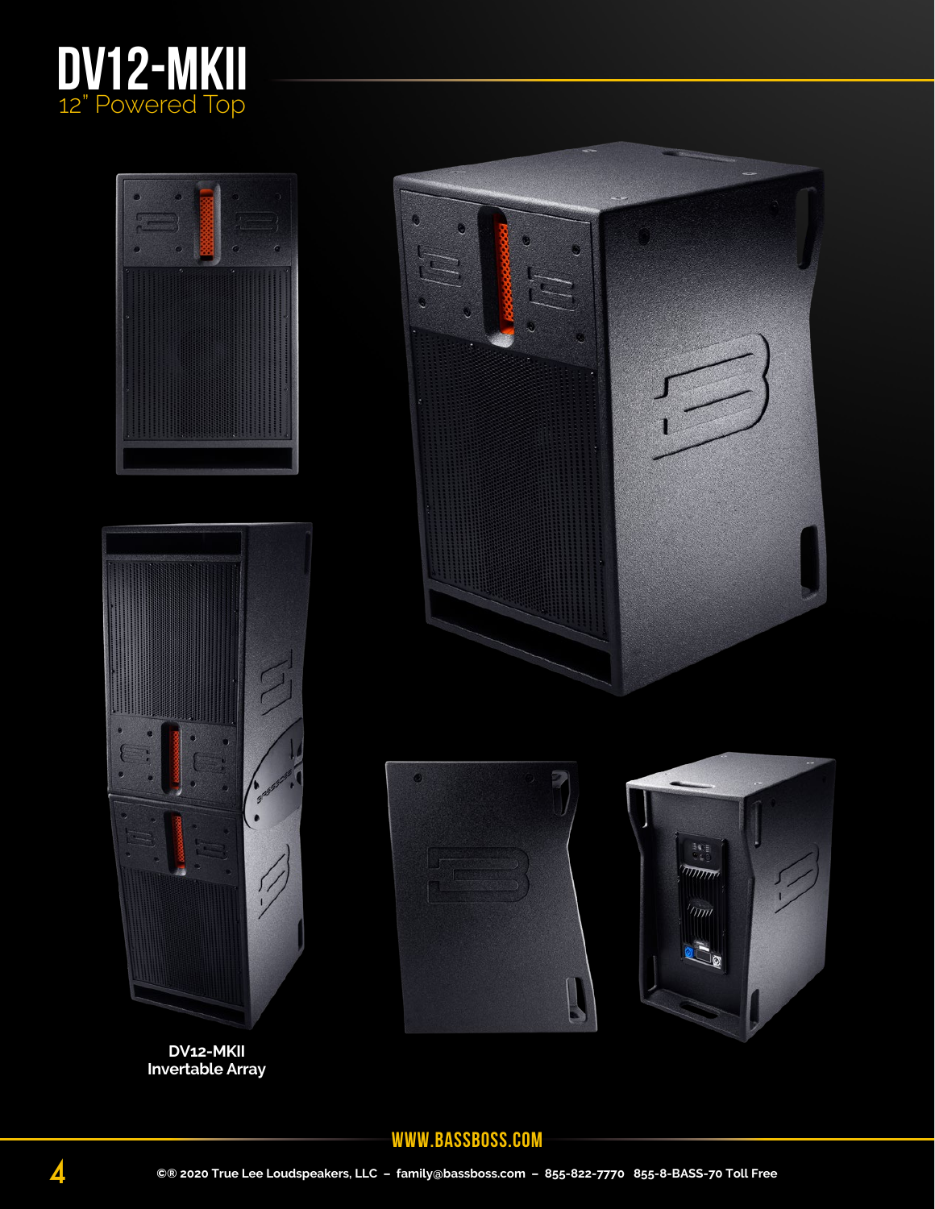# DV12-MKII

12" Powered Top

**DV12-MKII**
**Invertable Array**

WWW.BASSBOSS.COM

**©® 2020 True Lee Loudspeakers, LLC – family@bassboss.com – 855-822-7770 855-8-BASS-70 Toll Free**